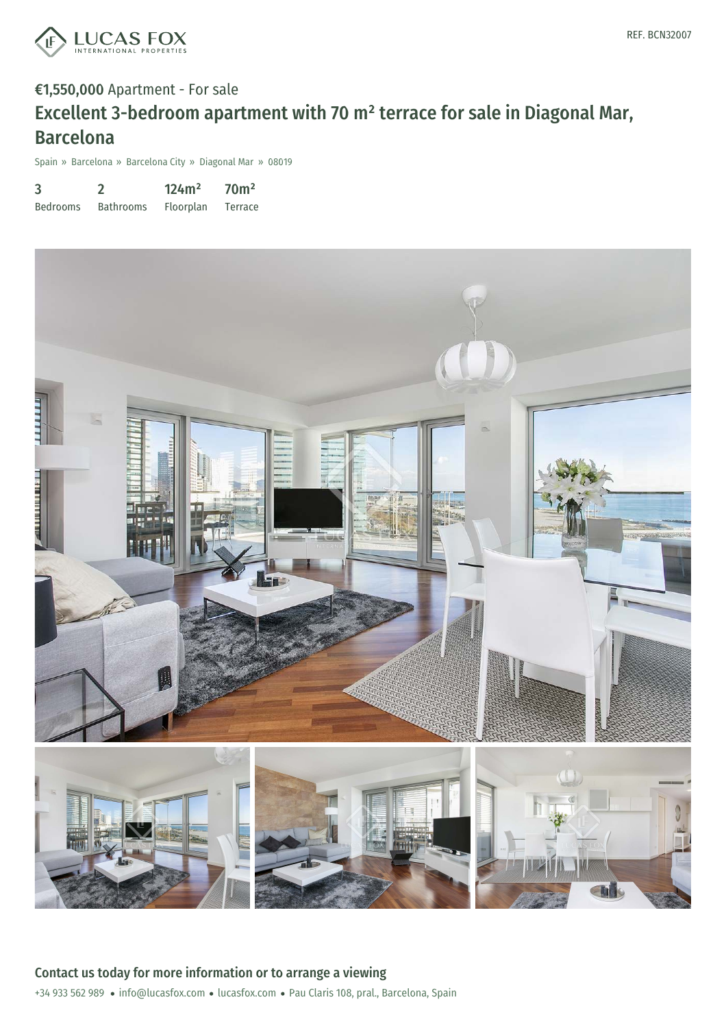REF. BCN32007

**€1,550,000** Apartment - For sale

# Excellent 3-bedroom apartment with 70 m² terrace for sale in Diagonal Mar, Barcelona

Spain » Barcelona » Barcelona City » Diagonal Mar » 08019

| 3 | 2 | 124m² | 70m² |
|---|---|---|---|
| Bedrooms | Bathrooms | Floorplan | Terrace |

## Contact us today for more information or to arrange a viewing

+34 933 562 989 • info@lucasfox.com • lucasfox.com • Pau Claris 108, pral., Barcelona, Spain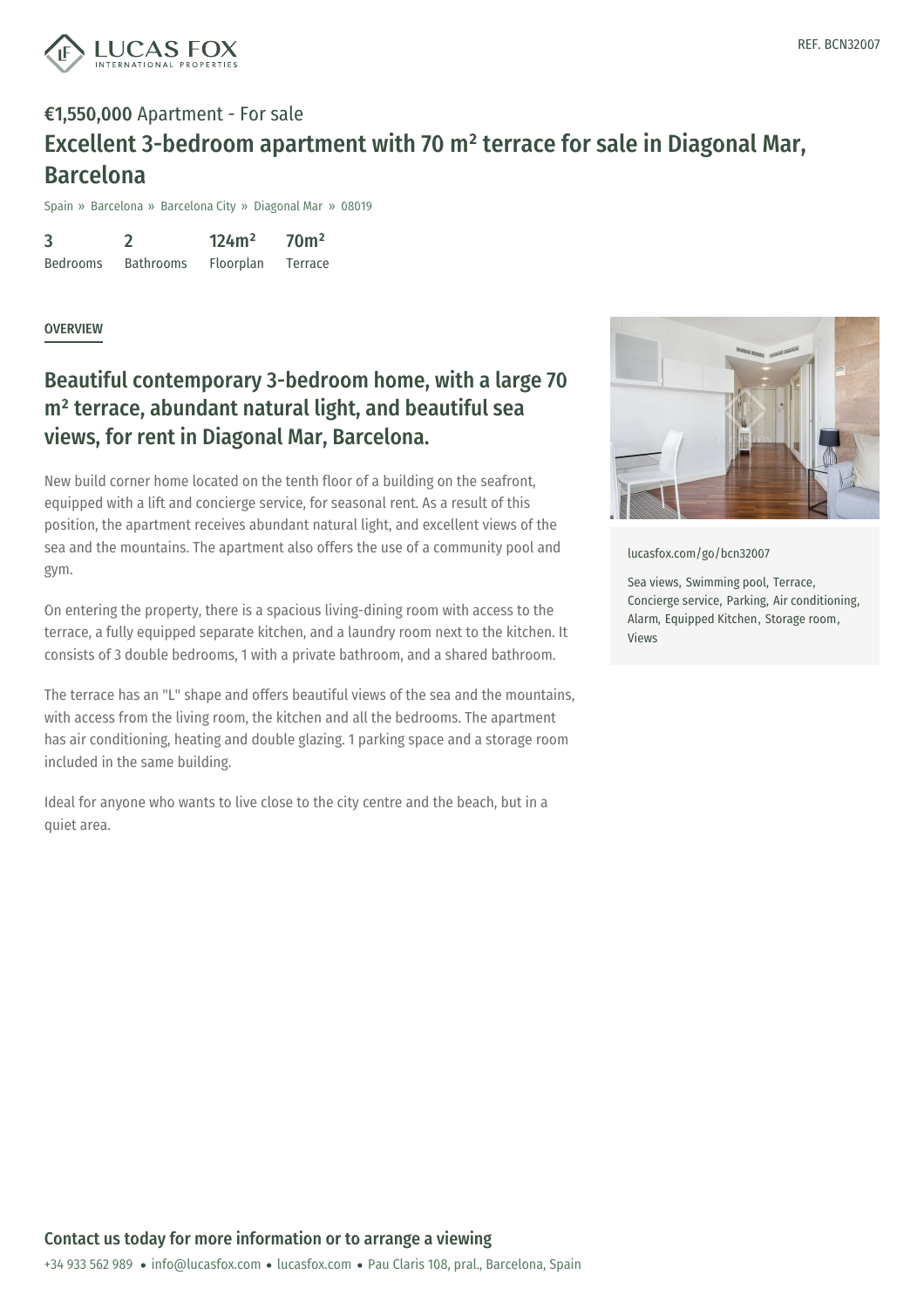REF. BCN32007

**€1,550,000** Apartment - For sale

# Excellent 3-bedroom apartment with 70 m² terrace for sale in Diagonal Mar, Barcelona

Spain » Barcelona » Barcelona City » Diagonal Mar » 08019

| 3 | 2 | 124m² | 70m² |
| --- | --- | --- | --- |
| Bedrooms | Bathrooms | Floorplan | Terrace |

## OVERVIEW

## Beautiful contemporary 3-bedroom home, with a large 70 m² terrace, abundant natural light, and beautiful sea views, for rent in Diagonal Mar, Barcelona.

New build corner home located on the tenth floor of a building on the seafront, equipped with a lift and concierge service, for seasonal rent. As a result of this position, the apartment receives abundant natural light, and excellent views of the sea and the mountains. The apartment also offers the use of a community pool and gym.

On entering the property, there is a spacious living-dining room with access to the terrace, a fully equipped separate kitchen, and a laundry room next to the kitchen. It consists of 3 double bedrooms, 1 with a private bathroom, and a shared bathroom.

The terrace has an "L" shape and offers beautiful views of the sea and the mountains, with access from the living room, the kitchen and all the bedrooms. The apartment has air conditioning, heating and double glazing. 1 parking space and a storage room included in the same building.

Ideal for anyone who wants to live close to the city centre and the beach, but in a quiet area.

lucasfox.com/go/bcn32007

Sea views, Swimming pool, Terrace, Concierge service, Parking, Air conditioning, Alarm, Equipped Kitchen, Storage room, Views

**Contact us today for more information or to arrange a viewing**

+34 933 562 989 • info@lucasfox.com • lucasfox.com • Pau Claris 108, pral., Barcelona, Spain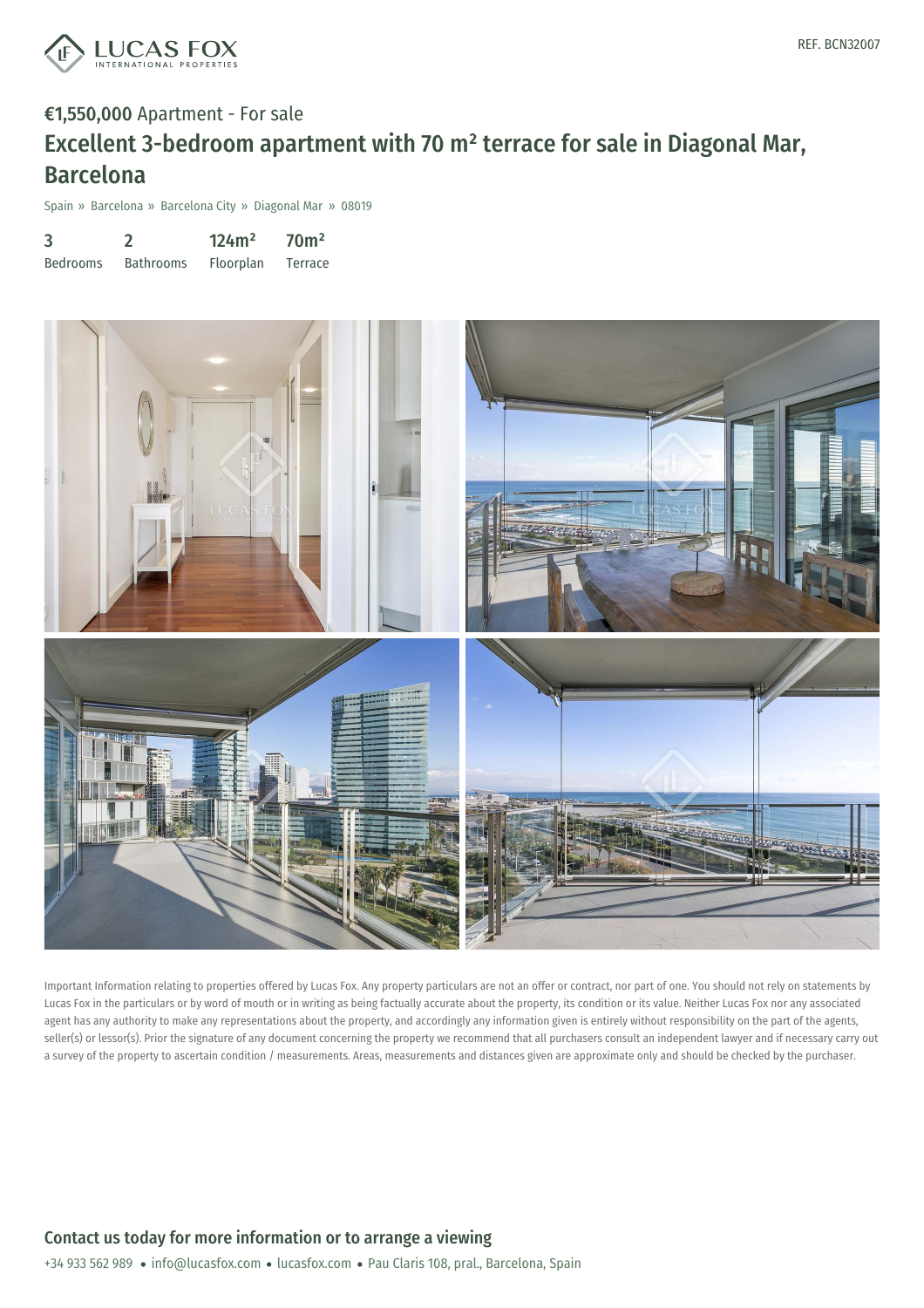REF. BCN32007

€1,550,000 Apartment - For sale

# Excellent 3-bedroom apartment with 70 m² terrace for sale in Diagonal Mar, Barcelona

Spain » Barcelona » Barcelona City » Diagonal Mar » 08019

| 3 | 2 | 124m² | 70m² |
|---|---|---|---|
| Bedrooms | Bathrooms | Floorplan | Terrace |

Important Information relating to properties offered by Lucas Fox. Any property particulars are not an offer or contract, nor part of one. You should not rely on statements by Lucas Fox in the particulars or by word of mouth or in writing as being factually accurate about the property, its condition or its value. Neither Lucas Fox nor any associated agent has any authority to make any representations about the property, and accordingly any information given is entirely without responsibility on the part of the agents, seller(s) or lessor(s). Prior the signature of any document concerning the property we recommend that all purchasers consult an independent lawyer and if necessary carry out a survey of the property to ascertain condition / measurements. Areas, measurements and distances given are approximate only and should be checked by the purchaser.

## Contact us today for more information or to arrange a viewing

+34 933 562 989 • info@lucasfox.com • lucasfox.com • Pau Claris 108, pral., Barcelona, Spain